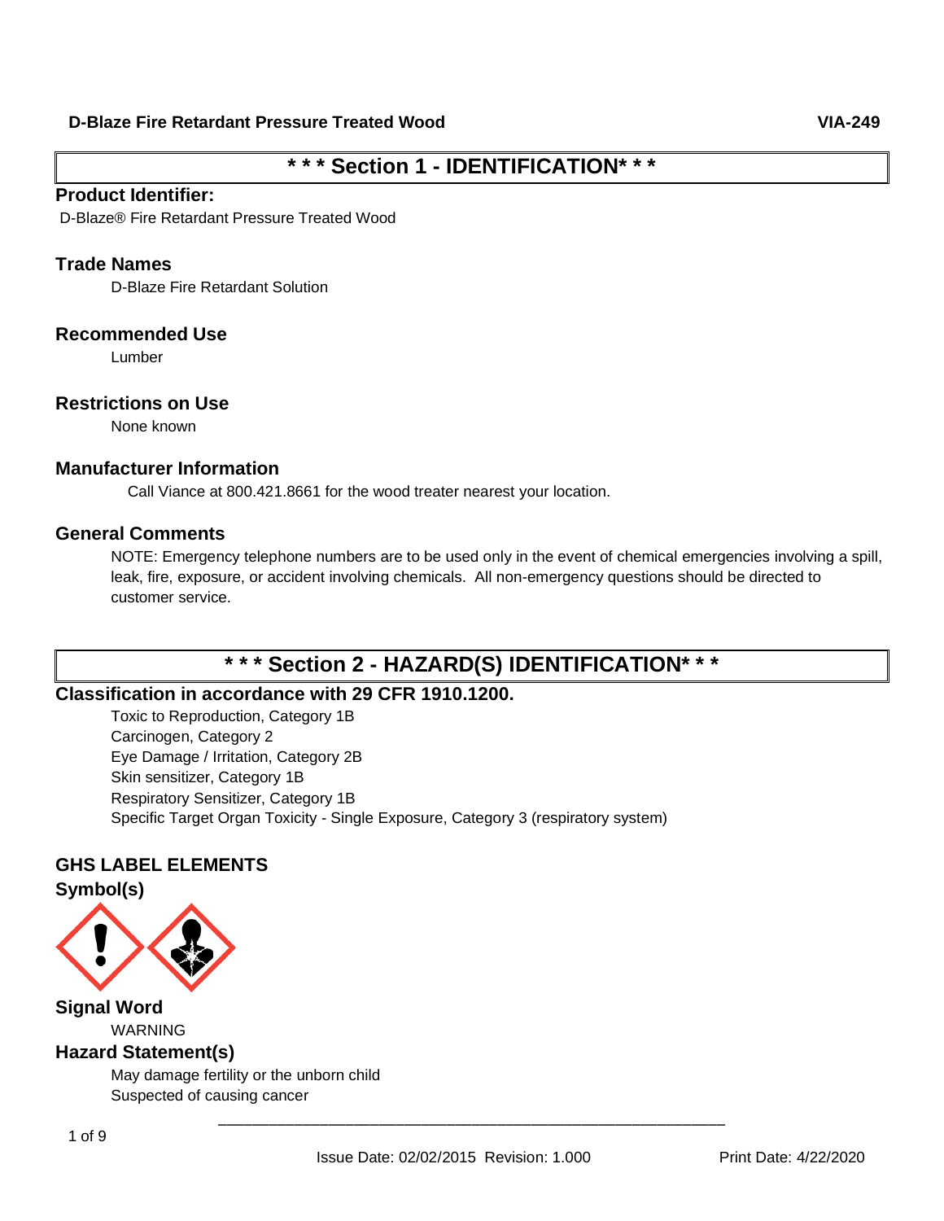# * * * Section 1 - IDENTIFICATION* * *

## Product Identifier:

D-Blaze® Fire Retardant Pressure Treated Wood

## Trade Names

D-Blaze Fire Retardant Solution

## Recommended Use

Lumber

## Restrictions on Use

None known

## Manufacturer Information

Call Viance at 800.421.8661 for the wood treater nearest your location.

## General Comments

NOTE: Emergency telephone numbers are to be used only in the event of chemical emergencies involving a spill, leak, fire, exposure, or accident involving chemicals. All non-emergency questions should be directed to customer service.

# * * * Section 2 - HAZARD(S) IDENTIFICATION* * *

## Classification in accordance with 29 CFR 1910.1200.

Toxic to Reproduction, Category 1B
Carcinogen, Category 2
Eye Damage / Irritation, Category 2B
Skin sensitizer, Category 1B
Respiratory Sensitizer, Category 1B
Specific Target Organ Toxicity - Single Exposure, Category 3 (respiratory system)

## GHS LABEL ELEMENTS

### Symbol(s)

### Signal Word

WARNING

### Hazard Statement(s)

May damage fertility or the unborn child
Suspected of causing cancer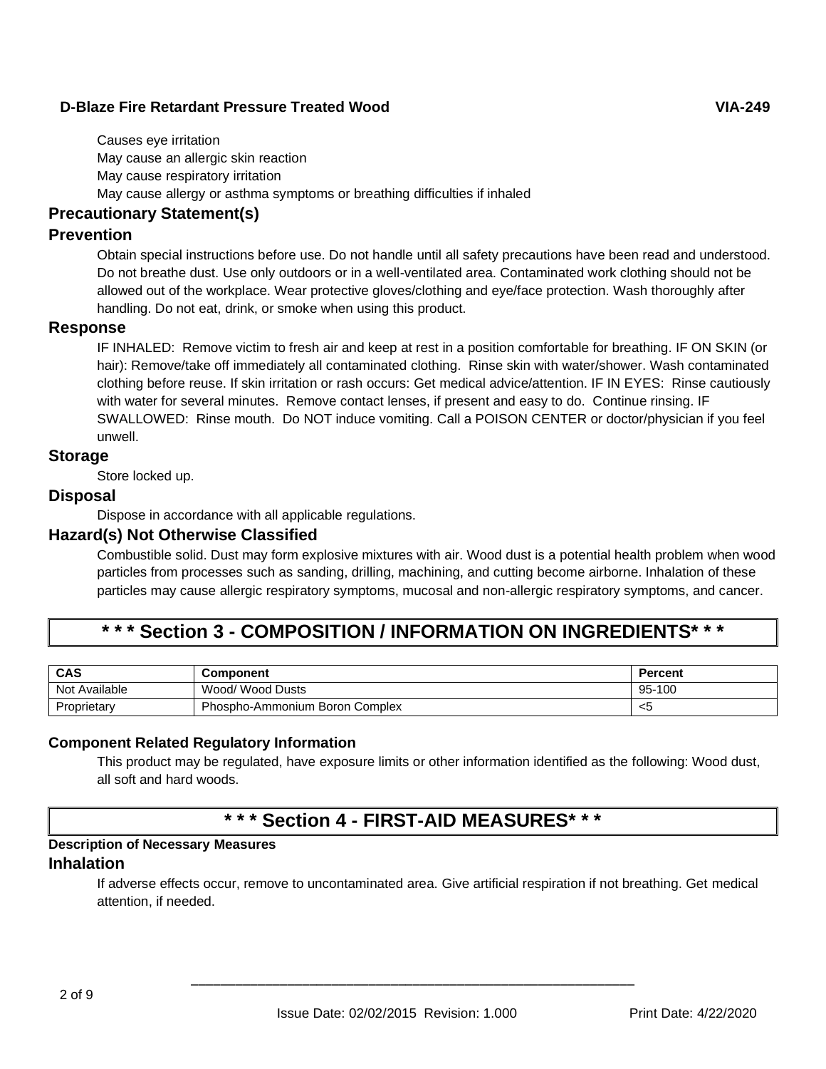Causes eye irritation

May cause an allergic skin reaction

May cause respiratory irritation

May cause allergy or asthma symptoms or breathing difficulties if inhaled

## Precautionary Statement(s)

## Prevention

Obtain special instructions before use. Do not handle until all safety precautions have been read and understood. Do not breathe dust. Use only outdoors or in a well-ventilated area. Contaminated work clothing should not be allowed out of the workplace. Wear protective gloves/clothing and eye/face protection. Wash thoroughly after handling. Do not eat, drink, or smoke when using this product.

## Response

IF INHALED: Remove victim to fresh air and keep at rest in a position comfortable for breathing. IF ON SKIN (or hair): Remove/take off immediately all contaminated clothing. Rinse skin with water/shower. Wash contaminated clothing before reuse. If skin irritation or rash occurs: Get medical advice/attention. IF IN EYES: Rinse cautiously with water for several minutes. Remove contact lenses, if present and easy to do. Continue rinsing. IF SWALLOWED: Rinse mouth. Do NOT induce vomiting. Call a POISON CENTER or doctor/physician if you feel unwell.

## Storage

Store locked up.

## Disposal

Dispose in accordance with all applicable regulations.

## Hazard(s) Not Otherwise Classified

Combustible solid. Dust may form explosive mixtures with air. Wood dust is a potential health problem when wood particles from processes such as sanding, drilling, machining, and cutting become airborne. Inhalation of these particles may cause allergic respiratory symptoms, mucosal and non-allergic respiratory symptoms, and cancer.

# * * * Section 3 - COMPOSITION / INFORMATION ON INGREDIENTS* * *

| CAS | Component | Percent |
|---|---|---|
| Not Available | Wood/ Wood Dusts | 95-100 |
| Proprietary | Phospho-Ammonium Boron Complex | <5 |

### Component Related Regulatory Information

This product may be regulated, have exposure limits or other information identified as the following: Wood dust, all soft and hard woods.

# * * * Section 4 - FIRST-AID MEASURES* * *

**Description of Necessary Measures**

## Inhalation

If adverse effects occur, remove to uncontaminated area. Give artificial respiration if not breathing. Get medical attention, if needed.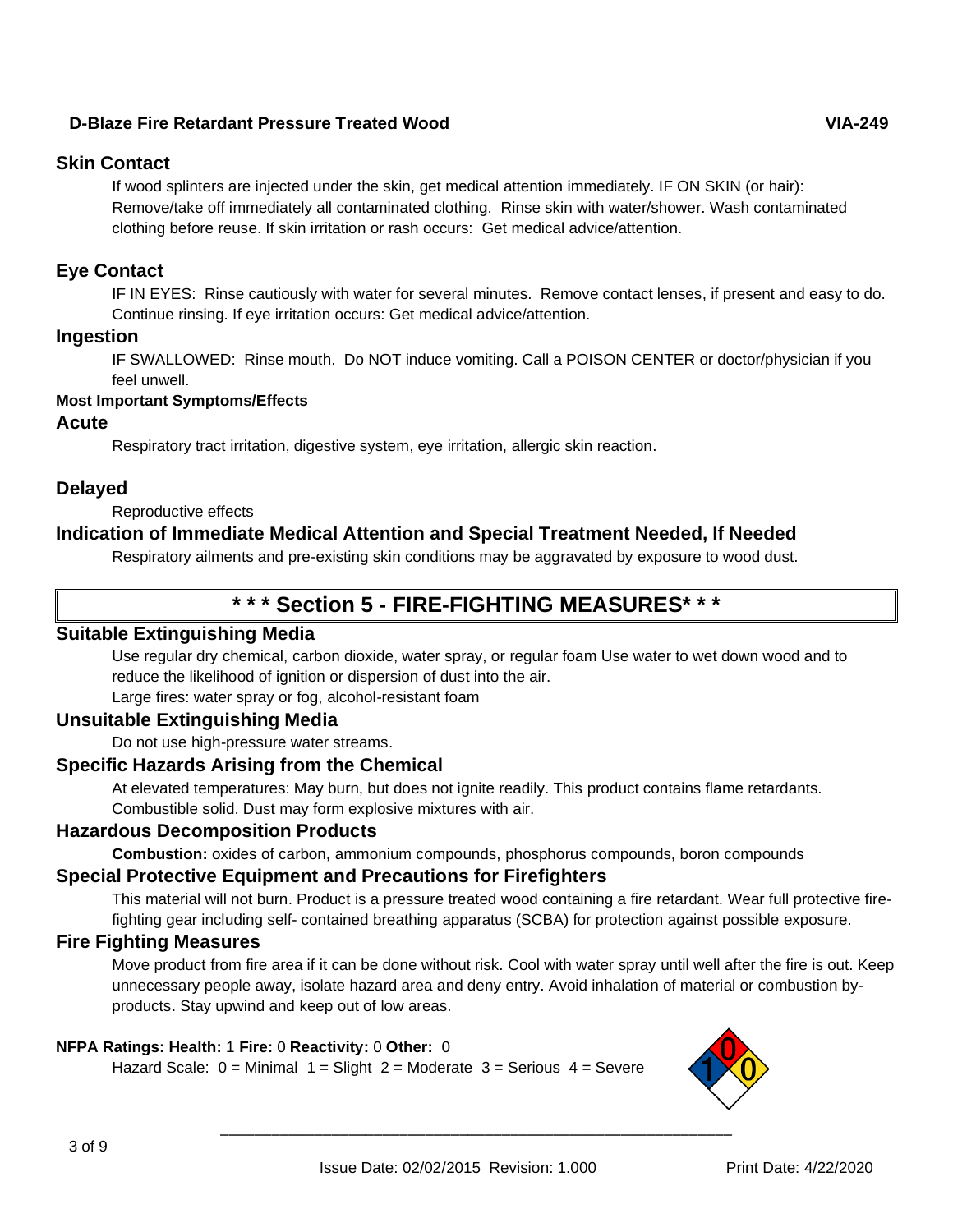## Skin Contact

If wood splinters are injected under the skin, get medical attention immediately. IF ON SKIN (or hair): Remove/take off immediately all contaminated clothing. Rinse skin with water/shower. Wash contaminated clothing before reuse. If skin irritation or rash occurs: Get medical advice/attention.

## Eye Contact

IF IN EYES: Rinse cautiously with water for several minutes. Remove contact lenses, if present and easy to do. Continue rinsing. If eye irritation occurs: Get medical advice/attention.

## Ingestion

IF SWALLOWED: Rinse mouth. Do NOT induce vomiting. Call a POISON CENTER or doctor/physician if you feel unwell.

**Most Important Symptoms/Effects**

## Acute

Respiratory tract irritation, digestive system, eye irritation, allergic skin reaction.

## Delayed

Reproductive effects

## Indication of Immediate Medical Attention and Special Treatment Needed, If Needed

Respiratory ailments and pre-existing skin conditions may be aggravated by exposure to wood dust.

# * * * Section 5 - FIRE-FIGHTING MEASURES* * *

## Suitable Extinguishing Media

Use regular dry chemical, carbon dioxide, water spray, or regular foam Use water to wet down wood and to reduce the likelihood of ignition or dispersion of dust into the air.
Large fires: water spray or fog, alcohol-resistant foam

## Unsuitable Extinguishing Media

Do not use high-pressure water streams.

## Specific Hazards Arising from the Chemical

At elevated temperatures: May burn, but does not ignite readily. This product contains flame retardants. Combustible solid. Dust may form explosive mixtures with air.

## Hazardous Decomposition Products

**Combustion:** oxides of carbon, ammonium compounds, phosphorus compounds, boron compounds

## Special Protective Equipment and Precautions for Firefighters

This material will not burn. Product is a pressure treated wood containing a fire retardant. Wear full protective fire-fighting gear including self- contained breathing apparatus (SCBA) for protection against possible exposure.

## Fire Fighting Measures

Move product from fire area if it can be done without risk. Cool with water spray until well after the fire is out. Keep unnecessary people away, isolate hazard area and deny entry. Avoid inhalation of material or combustion by-products. Stay upwind and keep out of low areas.

**NFPA Ratings: Health:** 1 **Fire:** 0 **Reactivity:** 0 **Other:** 0

Hazard Scale: 0 = Minimal 1 = Slight 2 = Moderate 3 = Serious 4 = Severe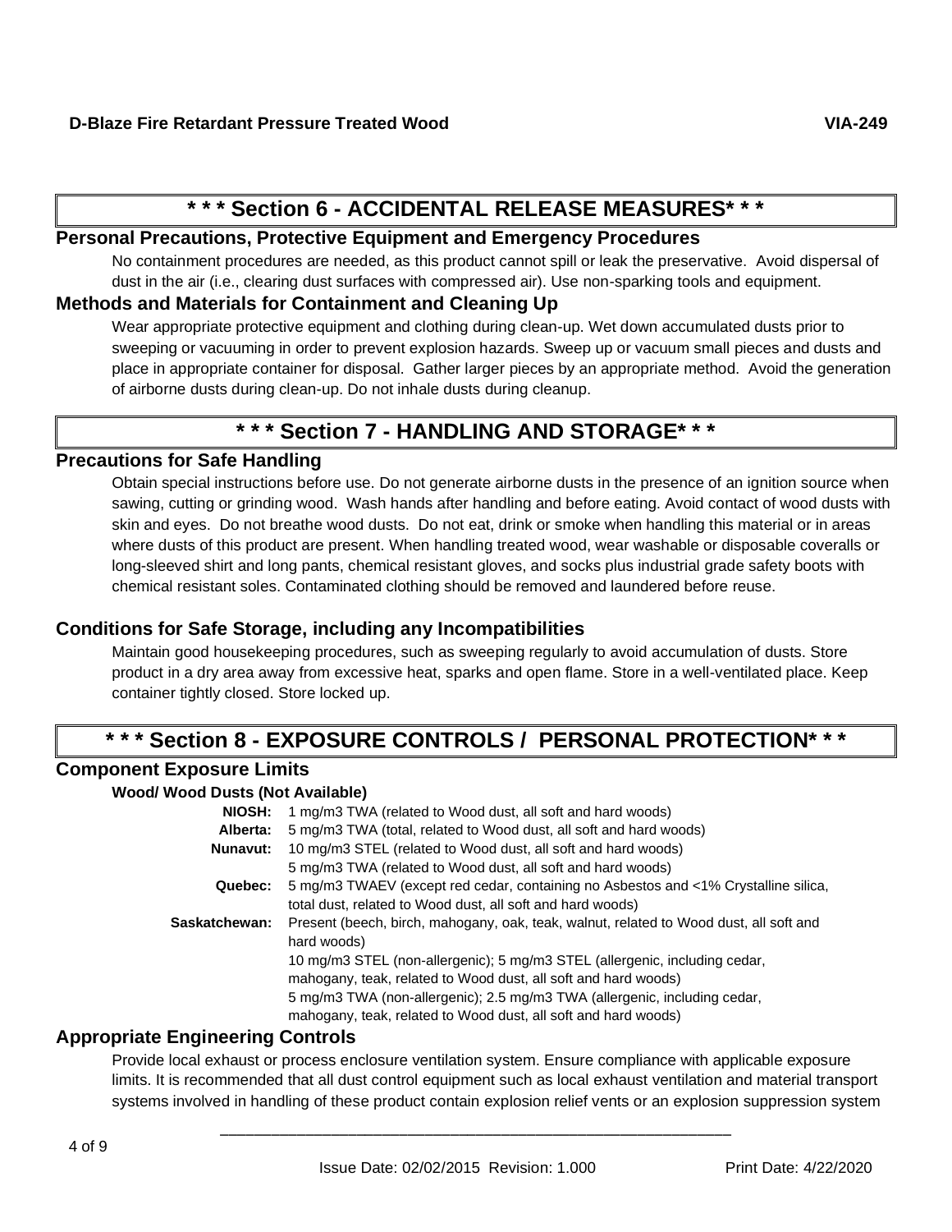## * * * Section 6 - ACCIDENTAL RELEASE MEASURES* * *

### Personal Precautions, Protective Equipment and Emergency Procedures

No containment procedures are needed, as this product cannot spill or leak the preservative. Avoid dispersal of dust in the air (i.e., clearing dust surfaces with compressed air). Use non-sparking tools and equipment.

### Methods and Materials for Containment and Cleaning Up

Wear appropriate protective equipment and clothing during clean-up. Wet down accumulated dusts prior to sweeping or vacuuming in order to prevent explosion hazards. Sweep up or vacuum small pieces and dusts and place in appropriate container for disposal. Gather larger pieces by an appropriate method. Avoid the generation of airborne dusts during clean-up. Do not inhale dusts during cleanup.

## * * * Section 7 - HANDLING AND STORAGE* * *

### Precautions for Safe Handling

Obtain special instructions before use. Do not generate airborne dusts in the presence of an ignition source when sawing, cutting or grinding wood. Wash hands after handling and before eating. Avoid contact of wood dusts with skin and eyes. Do not breathe wood dusts. Do not eat, drink or smoke when handling this material or in areas where dusts of this product are present. When handling treated wood, wear washable or disposable coveralls or long-sleeved shirt and long pants, chemical resistant gloves, and socks plus industrial grade safety boots with chemical resistant soles. Contaminated clothing should be removed and laundered before reuse.

### Conditions for Safe Storage, including any Incompatibilities

Maintain good housekeeping procedures, such as sweeping regularly to avoid accumulation of dusts. Store product in a dry area away from excessive heat, sparks and open flame. Store in a well-ventilated place. Keep container tightly closed. Store locked up.

## * * * Section 8 - EXPOSURE CONTROLS / PERSONAL PROTECTION* * *

### Component Exposure Limits

**Wood/ Wood Dusts (Not Available)**

| | |
|---|---|
| **NIOSH:** | 1 mg/m3 TWA (related to Wood dust, all soft and hard woods) |
| **Alberta:** | 5 mg/m3 TWA (total, related to Wood dust, all soft and hard woods) |
| **Nunavut:** | 10 mg/m3 STEL (related to Wood dust, all soft and hard woods)<br>5 mg/m3 TWA (related to Wood dust, all soft and hard woods) |
| **Quebec:** | 5 mg/m3 TWAEV (except red cedar, containing no Asbestos and <1% Crystalline silica, total dust, related to Wood dust, all soft and hard woods) |
| **Saskatchewan:** | Present (beech, birch, mahogany, oak, teak, walnut, related to Wood dust, all soft and hard woods)<br>10 mg/m3 STEL (non-allergenic); 5 mg/m3 STEL (allergenic, including cedar, mahogany, teak, related to Wood dust, all soft and hard woods)<br>5 mg/m3 TWA (non-allergenic); 2.5 mg/m3 TWA (allergenic, including cedar, mahogany, teak, related to Wood dust, all soft and hard woods) |

### Appropriate Engineering Controls

Provide local exhaust or process enclosure ventilation system. Ensure compliance with applicable exposure limits. It is recommended that all dust control equipment such as local exhaust ventilation and material transport systems involved in handling of these product contain explosion relief vents or an explosion suppression system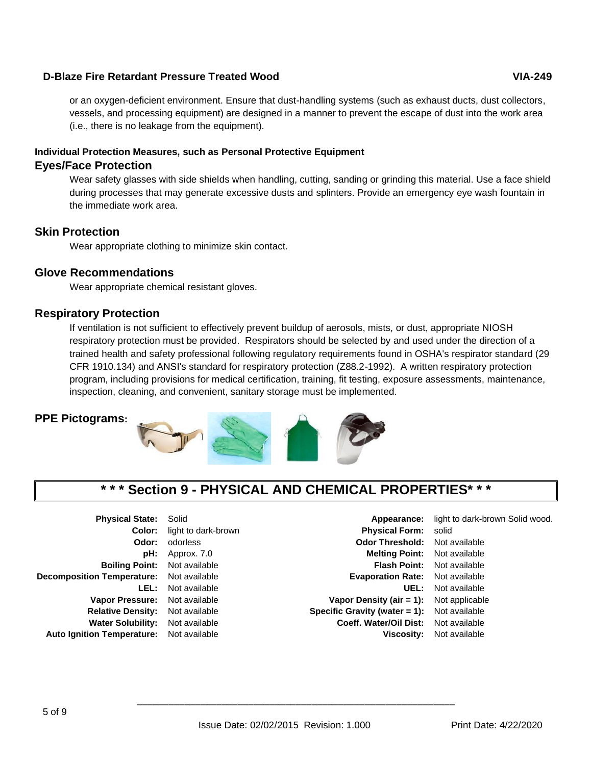or an oxygen-deficient environment. Ensure that dust-handling systems (such as exhaust ducts, dust collectors, vessels, and processing equipment) are designed in a manner to prevent the escape of dust into the work area (i.e., there is no leakage from the equipment).

**Individual Protection Measures, such as Personal Protective Equipment**

### Eyes/Face Protection

Wear safety glasses with side shields when handling, cutting, sanding or grinding this material. Use a face shield during processes that may generate excessive dusts and splinters. Provide an emergency eye wash fountain in the immediate work area.

### Skin Protection

Wear appropriate clothing to minimize skin contact.

### Glove Recommendations

Wear appropriate chemical resistant gloves.

### Respiratory Protection

If ventilation is not sufficient to effectively prevent buildup of aerosols, mists, or dust, appropriate NIOSH respiratory protection must be provided. Respirators should be selected by and used under the direction of a trained health and safety professional following regulatory requirements found in OSHA's respirator standard (29 CFR 1910.134) and ANSI's standard for respiratory protection (Z88.2-1992). A written respiratory protection program, including provisions for medical certification, training, fit testing, exposure assessments, maintenance, inspection, cleaning, and convenient, sanitary storage must be implemented.

### PPE Pictograms:

## * * * Section 9 - PHYSICAL AND CHEMICAL PROPERTIES* * *

| Property | Value | Property | Value |
|---|---|---|---|
| **Physical State:** | Solid | **Appearance:** | light to dark-brown Solid wood. |
| **Color:** | light to dark-brown | **Physical Form:** | solid |
| **Odor:** | odorless | **Odor Threshold:** | Not available |
| **pH:** | Approx. 7.0 | **Melting Point:** | Not available |
| **Boiling Point:** | Not available | **Flash Point:** | Not available |
| **Decomposition Temperature:** | Not available | **Evaporation Rate:** | Not available |
| **LEL:** | Not available | **UEL:** | Not available |
| **Vapor Pressure:** | Not available | **Vapor Density (air = 1):** | Not applicable |
| **Relative Density:** | Not available | **Specific Gravity (water = 1):** | Not available |
| **Water Solubility:** | Not available | **Coeff. Water/Oil Dist:** | Not available |
| **Auto Ignition Temperature:** | Not available | **Viscosity:** | Not available |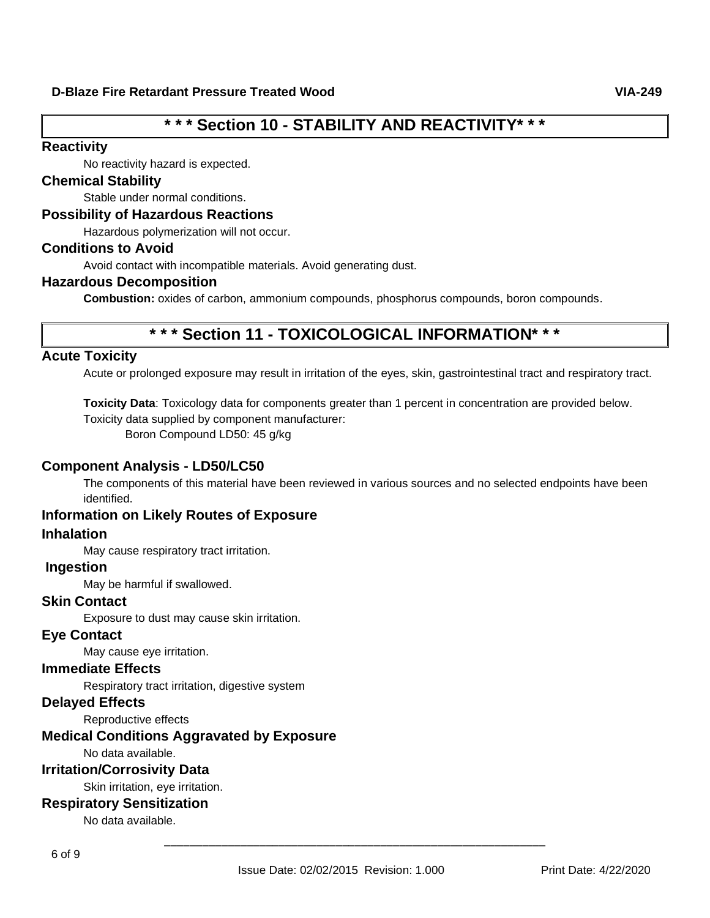## * * * Section 10 - STABILITY AND REACTIVITY* * *

### Reactivity

No reactivity hazard is expected.

### Chemical Stability

Stable under normal conditions.

### Possibility of Hazardous Reactions

Hazardous polymerization will not occur.

### Conditions to Avoid

Avoid contact with incompatible materials. Avoid generating dust.

### Hazardous Decomposition

**Combustion:** oxides of carbon, ammonium compounds, phosphorus compounds, boron compounds.

## * * * Section 11 - TOXICOLOGICAL INFORMATION* * *

### Acute Toxicity

Acute or prolonged exposure may result in irritation of the eyes, skin, gastrointestinal tract and respiratory tract.

**Toxicity Data**: Toxicology data for components greater than 1 percent in concentration are provided below.
Toxicity data supplied by component manufacturer:
Boron Compound LD50: 45 g/kg

### Component Analysis - LD50/LC50

The components of this material have been reviewed in various sources and no selected endpoints have been identified.

### Information on Likely Routes of Exposure

### Inhalation

May cause respiratory tract irritation.

### Ingestion

May be harmful if swallowed.

### Skin Contact

Exposure to dust may cause skin irritation.

### Eye Contact

May cause eye irritation.

### Immediate Effects

Respiratory tract irritation, digestive system

### Delayed Effects

Reproductive effects

### Medical Conditions Aggravated by Exposure

No data available.

### Irritation/Corrosivity Data

Skin irritation, eye irritation.

### Respiratory Sensitization

No data available.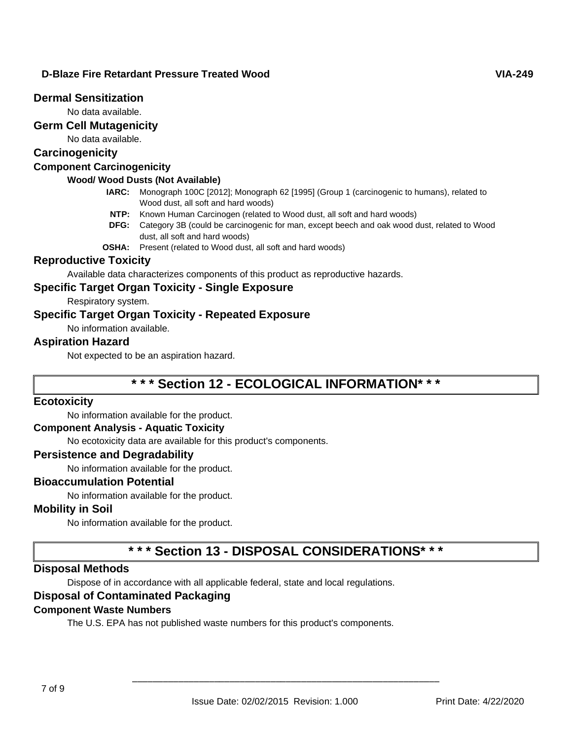## Dermal Sensitization

No data available.

## Germ Cell Mutagenicity

No data available.

## Carcinogenicity

### Component Carcinogenicity

**Wood/ Wood Dusts (Not Available)**

- **IARC:** Monograph 100C [2012]; Monograph 62 [1995] (Group 1 (carcinogenic to humans), related to Wood dust, all soft and hard woods)
- **NTP:** Known Human Carcinogen (related to Wood dust, all soft and hard woods)
- **DFG:** Category 3B (could be carcinogenic for man, except beech and oak wood dust, related to Wood dust, all soft and hard woods)
- **OSHA:** Present (related to Wood dust, all soft and hard woods)

## Reproductive Toxicity

Available data characterizes components of this product as reproductive hazards.

## Specific Target Organ Toxicity - Single Exposure

Respiratory system.

## Specific Target Organ Toxicity - Repeated Exposure

No information available.

## Aspiration Hazard

Not expected to be an aspiration hazard.

# * * * Section 12 - ECOLOGICAL INFORMATION* * *

## Ecotoxicity

No information available for the product.

### Component Analysis - Aquatic Toxicity

No ecotoxicity data are available for this product's components.

## Persistence and Degradability

No information available for the product.

## Bioaccumulation Potential

No information available for the product.

## Mobility in Soil

No information available for the product.

# * * * Section 13 - DISPOSAL CONSIDERATIONS* * *

## Disposal Methods

Dispose of in accordance with all applicable federal, state and local regulations.

## Disposal of Contaminated Packaging

### Component Waste Numbers

The U.S. EPA has not published waste numbers for this product's components.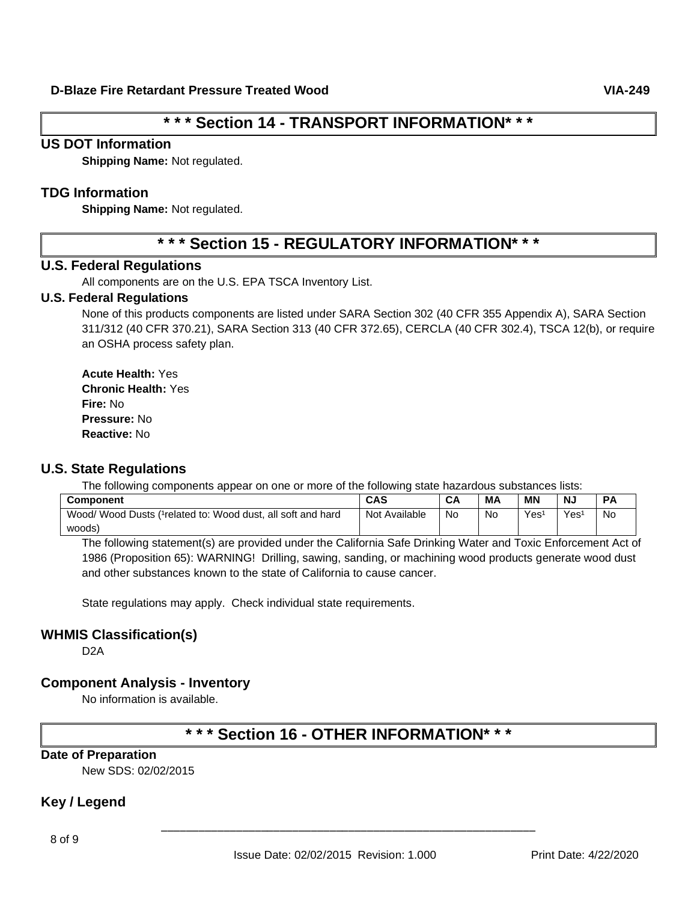## * * * Section 14 - TRANSPORT INFORMATION* * *

### US DOT Information

**Shipping Name:** Not regulated.

### TDG Information

**Shipping Name:** Not regulated.

## * * * Section 15 - REGULATORY INFORMATION* * *

### U.S. Federal Regulations

All components are on the U.S. EPA TSCA Inventory List.

### U.S. Federal Regulations

None of this products components are listed under SARA Section 302 (40 CFR 355 Appendix A), SARA Section 311/312 (40 CFR 370.21), SARA Section 313 (40 CFR 372.65), CERCLA (40 CFR 302.4), TSCA 12(b), or require an OSHA process safety plan.

**Acute Health:** Yes
**Chronic Health:** Yes
**Fire:** No
**Pressure:** No
**Reactive:** No

### U.S. State Regulations

The following components appear on one or more of the following state hazardous substances lists:

| Component | CAS | CA | MA | MN | NJ | PA |
|---|---|---|---|---|---|---|
| Wood/ Wood Dusts ([1]related to: Wood dust, all soft and hard woods) | Not Available | No | No | Yes[1] | Yes[1] | No |

The following statement(s) are provided under the California Safe Drinking Water and Toxic Enforcement Act of 1986 (Proposition 65): WARNING! Drilling, sawing, sanding, or machining wood products generate wood dust and other substances known to the state of California to cause cancer.

State regulations may apply. Check individual state requirements.

### WHMIS Classification(s)

D2A

### Component Analysis - Inventory

No information is available.

## * * * Section 16 - OTHER INFORMATION* * *

### Date of Preparation

New SDS: 02/02/2015

### Key / Legend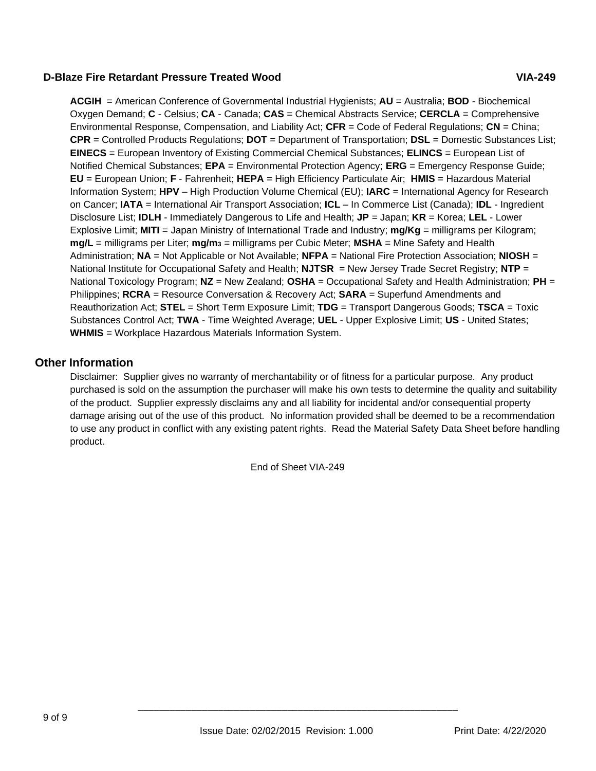**ACGIH** = American Conference of Governmental Industrial Hygienists; **AU** = Australia; **BOD** - Biochemical Oxygen Demand; **C** - Celsius; **CA** - Canada; **CAS** = Chemical Abstracts Service; **CERCLA** = Comprehensive Environmental Response, Compensation, and Liability Act; **CFR** = Code of Federal Regulations; **CN** = China; **CPR** = Controlled Products Regulations; **DOT** = Department of Transportation; **DSL** = Domestic Substances List; **EINECS** = European Inventory of Existing Commercial Chemical Substances; **ELINCS** = European List of Notified Chemical Substances; **EPA** = Environmental Protection Agency; **ERG** = Emergency Response Guide; **EU** = European Union; **F** - Fahrenheit; **HEPA** = High Efficiency Particulate Air; **HMIS** = Hazardous Material Information System; **HPV** – High Production Volume Chemical (EU); **IARC** = International Agency for Research on Cancer; **IATA** = International Air Transport Association; **ICL** – In Commerce List (Canada); **IDL** - Ingredient Disclosure List; **IDLH** - Immediately Dangerous to Life and Health; **JP** = Japan; **KR** = Korea; **LEL** - Lower Explosive Limit; **MITI** = Japan Ministry of International Trade and Industry; **mg/Kg** = milligrams per Kilogram; **mg/L** = milligrams per Liter; **mg/m$^3$** = milligrams per Cubic Meter; **MSHA** = Mine Safety and Health Administration; **NA** = Not Applicable or Not Available; **NFPA** = National Fire Protection Association; **NIOSH** = National Institute for Occupational Safety and Health; **NJTSR** = New Jersey Trade Secret Registry; **NTP** = National Toxicology Program; **NZ** = New Zealand; **OSHA** = Occupational Safety and Health Administration; **PH** = Philippines; **RCRA** = Resource Conversation & Recovery Act; **SARA** = Superfund Amendments and Reauthorization Act; **STEL** = Short Term Exposure Limit; **TDG** = Transport Dangerous Goods; **TSCA** = Toxic Substances Control Act; **TWA** - Time Weighted Average; **UEL** - Upper Explosive Limit; **US** - United States; **WHMIS** = Workplace Hazardous Materials Information System.

## Other Information

Disclaimer: Supplier gives no warranty of merchantability or of fitness for a particular purpose. Any product purchased is sold on the assumption the purchaser will make his own tests to determine the quality and suitability of the product. Supplier expressly disclaims any and all liability for incidental and/or consequential property damage arising out of the use of this product. No information provided shall be deemed to be a recommendation to use any product in conflict with any existing patent rights. Read the Material Safety Data Sheet before handling product.

End of Sheet VIA-249